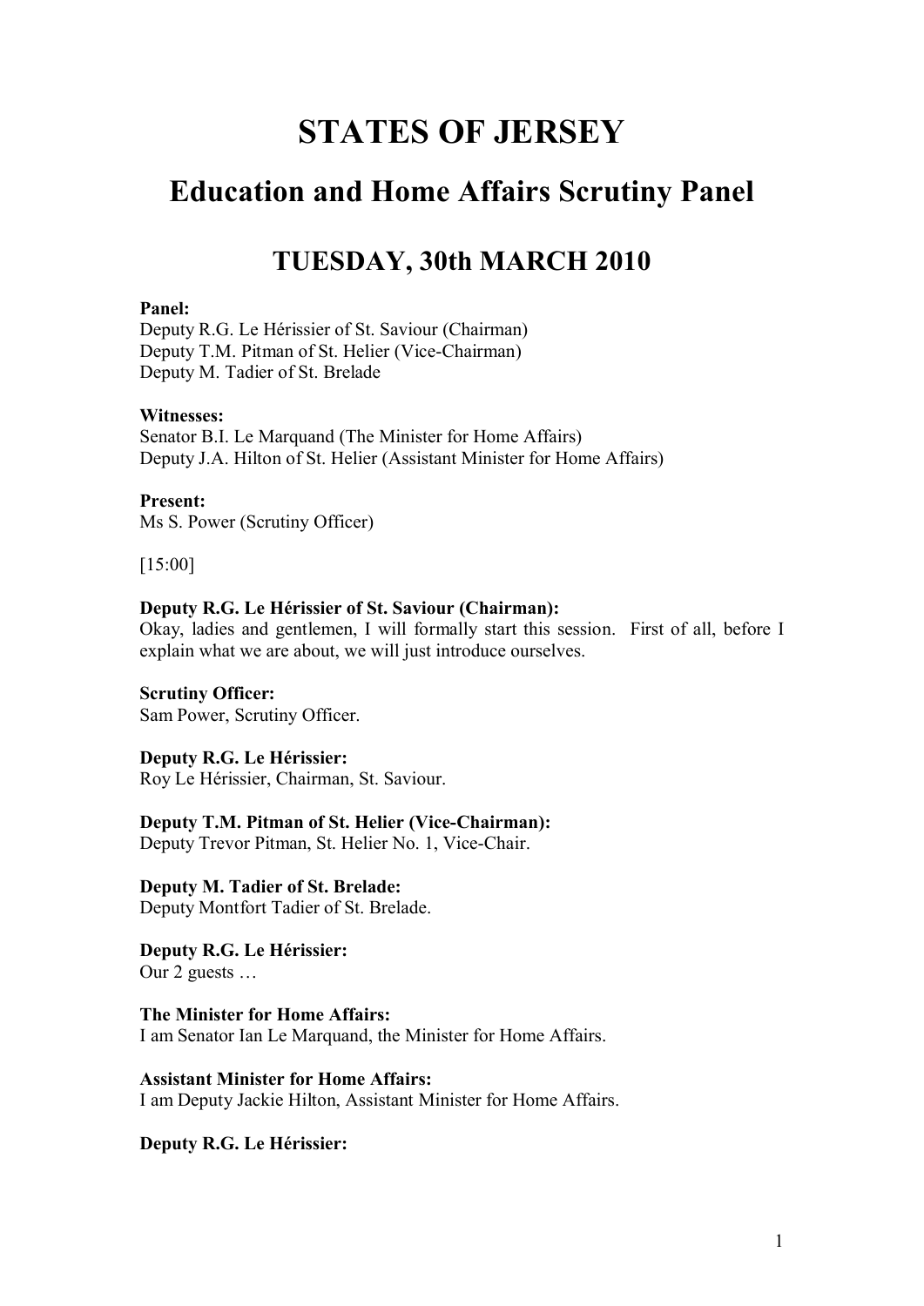# STATES OF JERSEY

## Education and Home Affairs Scrutiny Panel

## TUESDAY, 30th MARCH 2010

**Panel:**
Deputy R.G. Le Hérissier of St. Saviour (Chairman)
Deputy T.M. Pitman of St. Helier (Vice-Chairman)
Deputy M. Tadier of St. Brelade

**Witnesses:**
Senator B.I. Le Marquand (The Minister for Home Affairs)
Deputy J.A. Hilton of St. Helier (Assistant Minister for Home Affairs)

**Present:**
Ms S. Power (Scrutiny Officer)

[15:00]

**Deputy R.G. Le Hérissier of St. Saviour (Chairman):**
Okay, ladies and gentlemen, I will formally start this session. First of all, before I explain what we are about, we will just introduce ourselves.

**Scrutiny Officer:**
Sam Power, Scrutiny Officer.

**Deputy R.G. Le Hérissier:**
Roy Le Hérissier, Chairman, St. Saviour.

**Deputy T.M. Pitman of St. Helier (Vice-Chairman):**
Deputy Trevor Pitman, St. Helier No. 1, Vice-Chair.

**Deputy M. Tadier of St. Brelade:**
Deputy Montfort Tadier of St. Brelade.

**Deputy R.G. Le Hérissier:**
Our 2 guests …

**The Minister for Home Affairs:**
I am Senator Ian Le Marquand, the Minister for Home Affairs.

**Assistant Minister for Home Affairs:**
I am Deputy Jackie Hilton, Assistant Minister for Home Affairs.

**Deputy R.G. Le Hérissier:**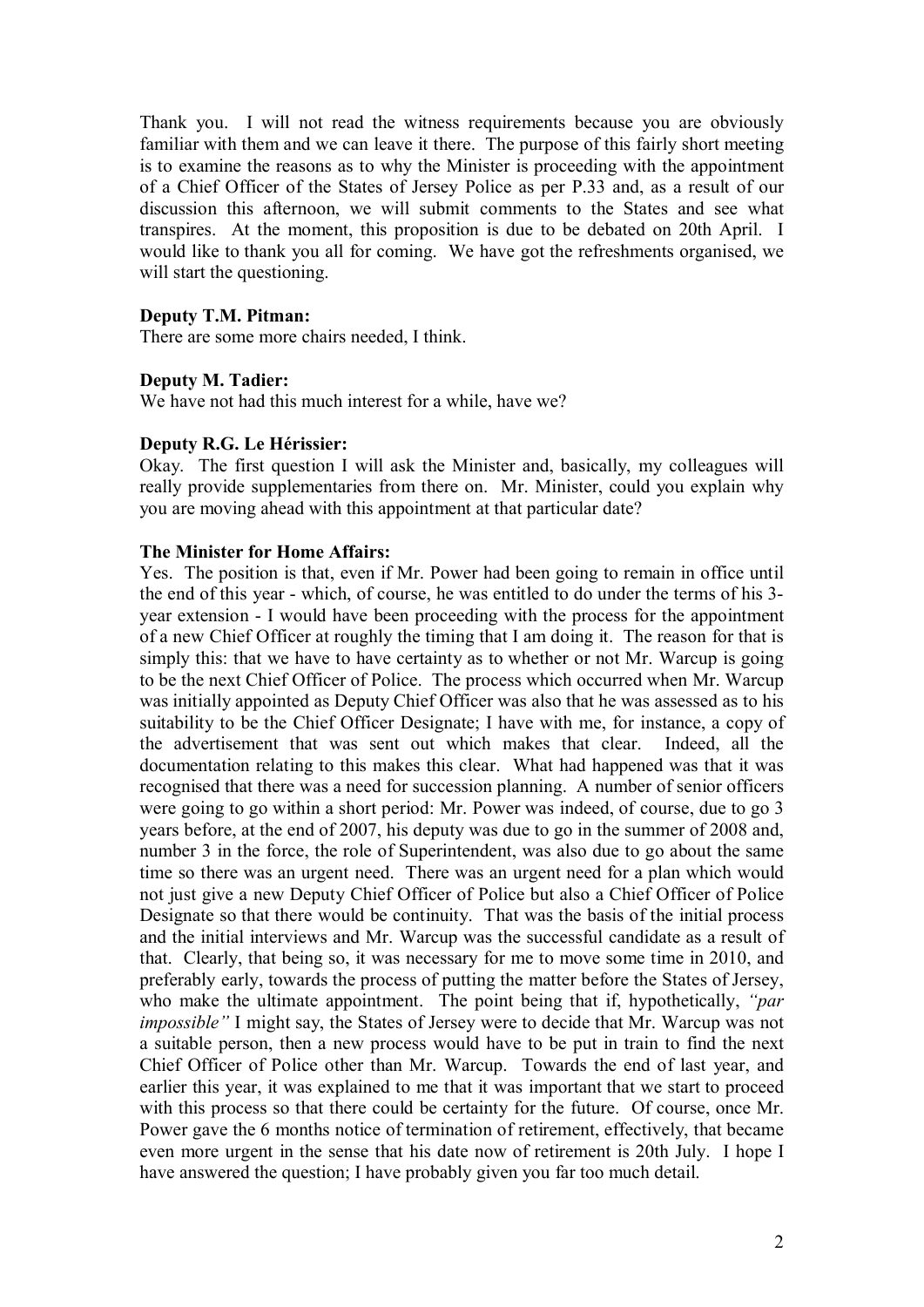Thank you. I will not read the witness requirements because you are obviously familiar with them and we can leave it there. The purpose of this fairly short meeting is to examine the reasons as to why the Minister is proceeding with the appointment of a Chief Officer of the States of Jersey Police as per P.33 and, as a result of our discussion this afternoon, we will submit comments to the States and see what transpires. At the moment, this proposition is due to be debated on 20th April. I would like to thank you all for coming. We have got the refreshments organised, we will start the questioning.

**Deputy T.M. Pitman:**
There are some more chairs needed, I think.

**Deputy M. Tadier:**
We have not had this much interest for a while, have we?

**Deputy R.G. Le Hérissier:**
Okay. The first question I will ask the Minister and, basically, my colleagues will really provide supplementaries from there on. Mr. Minister, could you explain why you are moving ahead with this appointment at that particular date?

**The Minister for Home Affairs:**
Yes. The position is that, even if Mr. Power had been going to remain in office until the end of this year - which, of course, he was entitled to do under the terms of his 3-year extension - I would have been proceeding with the process for the appointment of a new Chief Officer at roughly the timing that I am doing it. The reason for that is simply this: that we have to have certainty as to whether or not Mr. Warcup is going to be the next Chief Officer of Police. The process which occurred when Mr. Warcup was initially appointed as Deputy Chief Officer was also that he was assessed as to his suitability to be the Chief Officer Designate; I have with me, for instance, a copy of the advertisement that was sent out which makes that clear. Indeed, all the documentation relating to this makes this clear. What had happened was that it was recognised that there was a need for succession planning. A number of senior officers were going to go within a short period: Mr. Power was indeed, of course, due to go 3 years before, at the end of 2007, his deputy was due to go in the summer of 2008 and, number 3 in the force, the role of Superintendent, was also due to go about the same time so there was an urgent need. There was an urgent need for a plan which would not just give a new Deputy Chief Officer of Police but also a Chief Officer of Police Designate so that there would be continuity. That was the basis of the initial process and the initial interviews and Mr. Warcup was the successful candidate as a result of that. Clearly, that being so, it was necessary for me to move some time in 2010, and preferably early, towards the process of putting the matter before the States of Jersey, who make the ultimate appointment. The point being that if, hypothetically, *"par impossible"* I might say, the States of Jersey were to decide that Mr. Warcup was not a suitable person, then a new process would have to be put in train to find the next Chief Officer of Police other than Mr. Warcup. Towards the end of last year, and earlier this year, it was explained to me that it was important that we start to proceed with this process so that there could be certainty for the future. Of course, once Mr. Power gave the 6 months notice of termination of retirement, effectively, that became even more urgent in the sense that his date now of retirement is 20th July. I hope I have answered the question; I have probably given you far too much detail.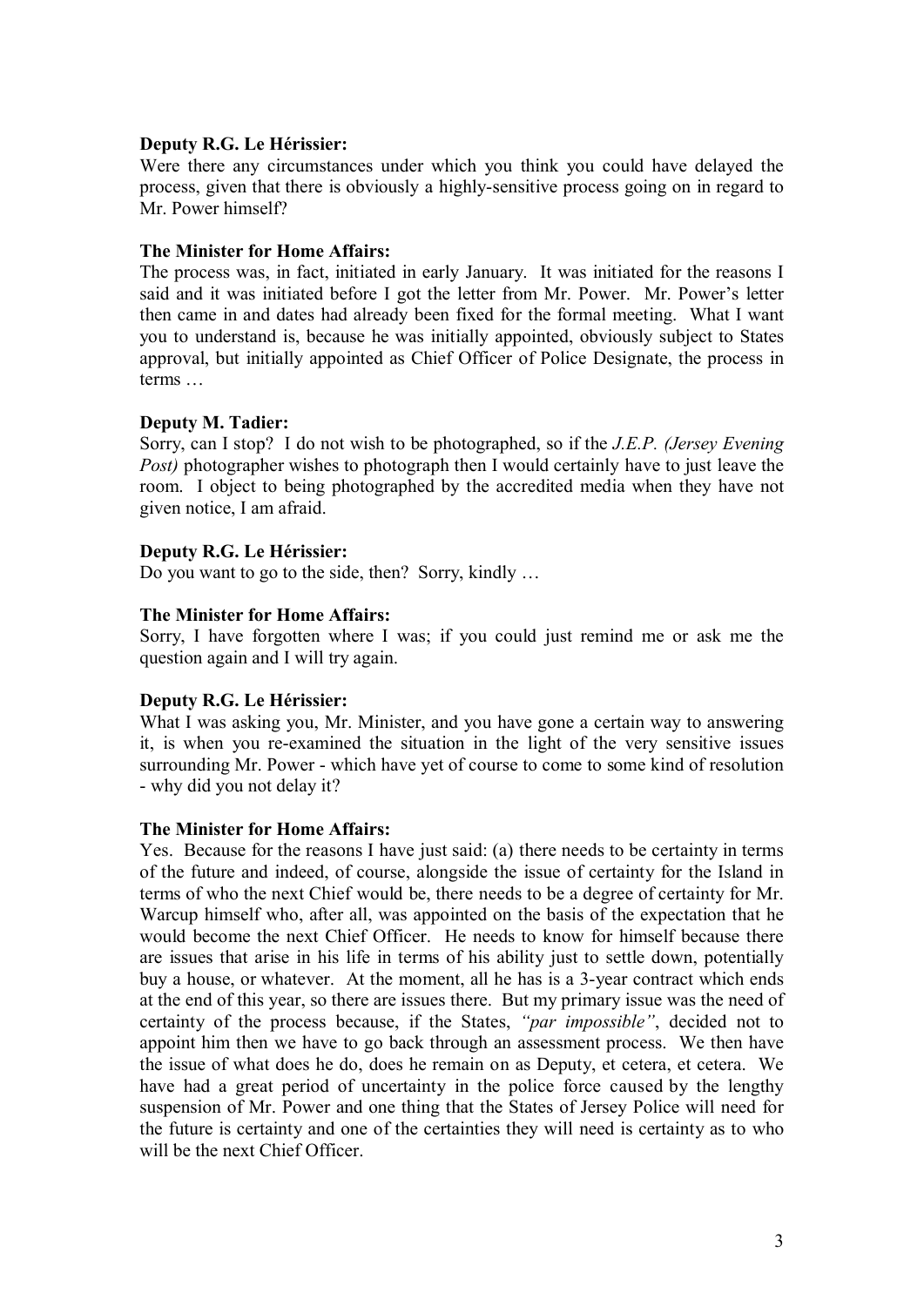**Deputy R.G. Le Hérissier:**

Were there any circumstances under which you think you could have delayed the process, given that there is obviously a highly-sensitive process going on in regard to Mr. Power himself?

**The Minister for Home Affairs:**

The process was, in fact, initiated in early January. It was initiated for the reasons I said and it was initiated before I got the letter from Mr. Power. Mr. Power's letter then came in and dates had already been fixed for the formal meeting. What I want you to understand is, because he was initially appointed, obviously subject to States approval, but initially appointed as Chief Officer of Police Designate, the process in terms …

**Deputy M. Tadier:**

Sorry, can I stop? I do not wish to be photographed, so if the *J.E.P. (Jersey Evening Post)* photographer wishes to photograph then I would certainly have to just leave the room. I object to being photographed by the accredited media when they have not given notice, I am afraid.

**Deputy R.G. Le Hérissier:**

Do you want to go to the side, then? Sorry, kindly …

**The Minister for Home Affairs:**

Sorry, I have forgotten where I was; if you could just remind me or ask me the question again and I will try again.

**Deputy R.G. Le Hérissier:**

What I was asking you, Mr. Minister, and you have gone a certain way to answering it, is when you re-examined the situation in the light of the very sensitive issues surrounding Mr. Power - which have yet of course to come to some kind of resolution - why did you not delay it?

**The Minister for Home Affairs:**

Yes. Because for the reasons I have just said: (a) there needs to be certainty in terms of the future and indeed, of course, alongside the issue of certainty for the Island in terms of who the next Chief would be, there needs to be a degree of certainty for Mr. Warcup himself who, after all, was appointed on the basis of the expectation that he would become the next Chief Officer. He needs to know for himself because there are issues that arise in his life in terms of his ability just to settle down, potentially buy a house, or whatever. At the moment, all he has is a 3-year contract which ends at the end of this year, so there are issues there. But my primary issue was the need of certainty of the process because, if the States, *"par impossible"*, decided not to appoint him then we have to go back through an assessment process. We then have the issue of what does he do, does he remain on as Deputy, et cetera, et cetera. We have had a great period of uncertainty in the police force caused by the lengthy suspension of Mr. Power and one thing that the States of Jersey Police will need for the future is certainty and one of the certainties they will need is certainty as to who will be the next Chief Officer.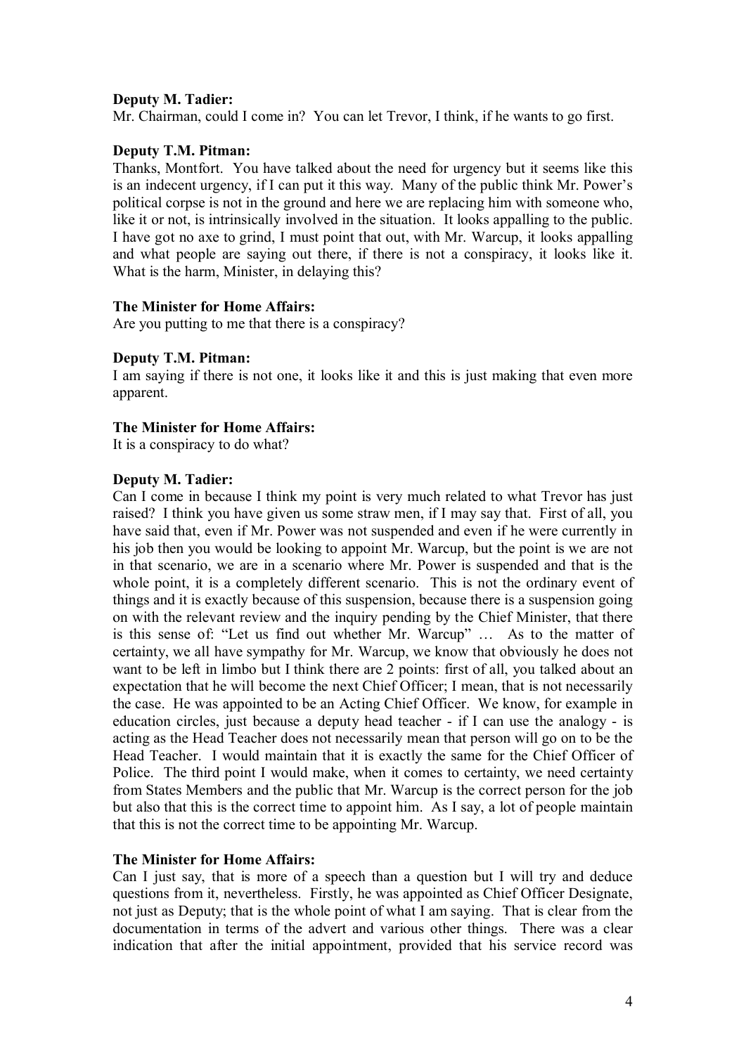**Deputy M. Tadier:**

Mr. Chairman, could I come in? You can let Trevor, I think, if he wants to go first.

**Deputy T.M. Pitman:**

Thanks, Montfort. You have talked about the need for urgency but it seems like this is an indecent urgency, if I can put it this way. Many of the public think Mr. Power's political corpse is not in the ground and here we are replacing him with someone who, like it or not, is intrinsically involved in the situation. It looks appalling to the public. I have got no axe to grind, I must point that out, with Mr. Warcup, it looks appalling and what people are saying out there, if there is not a conspiracy, it looks like it. What is the harm, Minister, in delaying this?

**The Minister for Home Affairs:**

Are you putting to me that there is a conspiracy?

**Deputy T.M. Pitman:**

I am saying if there is not one, it looks like it and this is just making that even more apparent.

**The Minister for Home Affairs:**

It is a conspiracy to do what?

**Deputy M. Tadier:**

Can I come in because I think my point is very much related to what Trevor has just raised? I think you have given us some straw men, if I may say that. First of all, you have said that, even if Mr. Power was not suspended and even if he were currently in his job then you would be looking to appoint Mr. Warcup, but the point is we are not in that scenario, we are in a scenario where Mr. Power is suspended and that is the whole point, it is a completely different scenario. This is not the ordinary event of things and it is exactly because of this suspension, because there is a suspension going on with the relevant review and the inquiry pending by the Chief Minister, that there is this sense of: "Let us find out whether Mr. Warcup" … As to the matter of certainty, we all have sympathy for Mr. Warcup, we know that obviously he does not want to be left in limbo but I think there are 2 points: first of all, you talked about an expectation that he will become the next Chief Officer; I mean, that is not necessarily the case. He was appointed to be an Acting Chief Officer. We know, for example in education circles, just because a deputy head teacher - if I can use the analogy - is acting as the Head Teacher does not necessarily mean that person will go on to be the Head Teacher. I would maintain that it is exactly the same for the Chief Officer of Police. The third point I would make, when it comes to certainty, we need certainty from States Members and the public that Mr. Warcup is the correct person for the job but also that this is the correct time to appoint him. As I say, a lot of people maintain that this is not the correct time to be appointing Mr. Warcup.

**The Minister for Home Affairs:**

Can I just say, that is more of a speech than a question but I will try and deduce questions from it, nevertheless. Firstly, he was appointed as Chief Officer Designate, not just as Deputy; that is the whole point of what I am saying. That is clear from the documentation in terms of the advert and various other things. There was a clear indication that after the initial appointment, provided that his service record was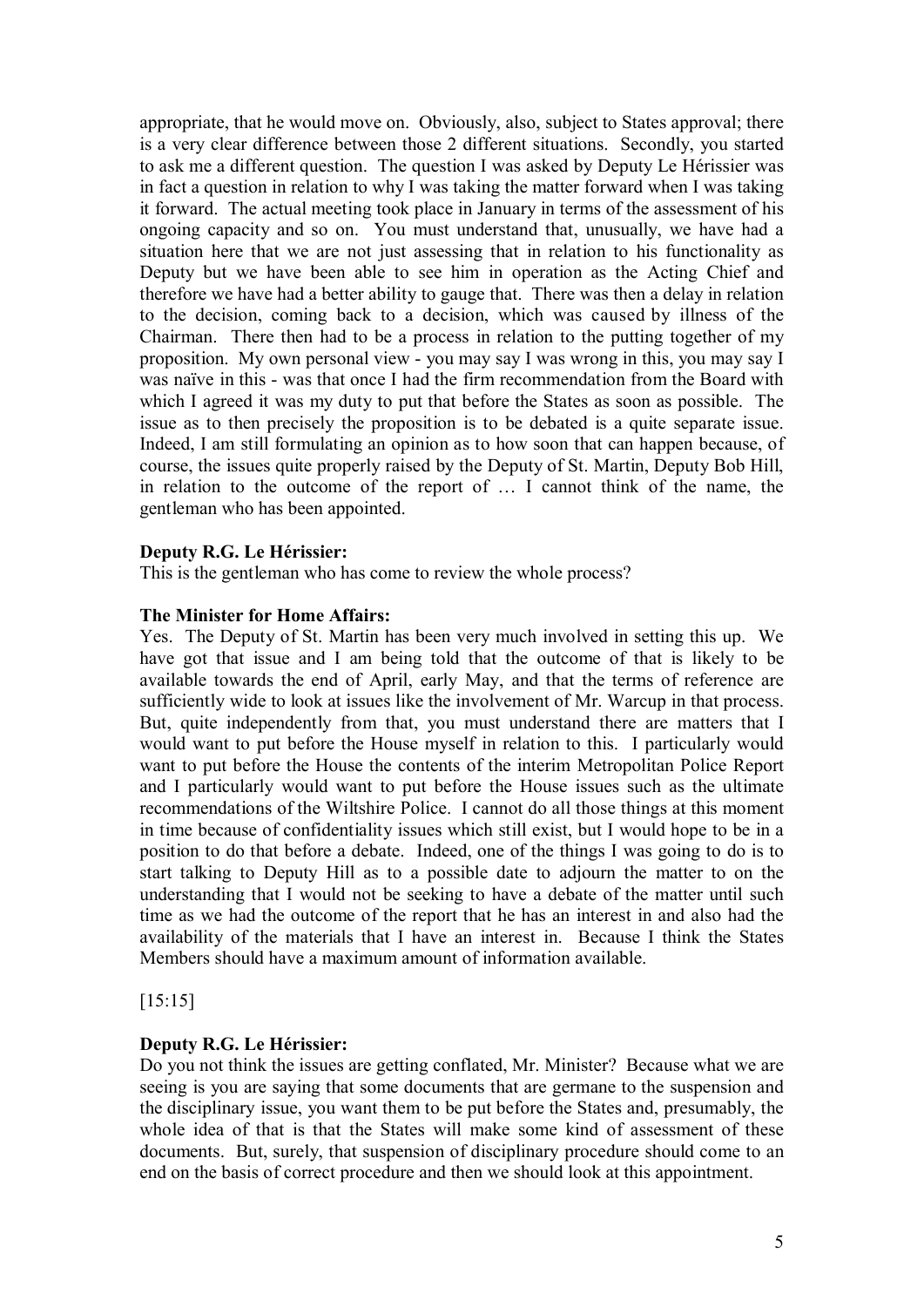appropriate, that he would move on. Obviously, also, subject to States approval; there is a very clear difference between those 2 different situations. Secondly, you started to ask me a different question. The question I was asked by Deputy Le Hérissier was in fact a question in relation to why I was taking the matter forward when I was taking it forward. The actual meeting took place in January in terms of the assessment of his ongoing capacity and so on. You must understand that, unusually, we have had a situation here that we are not just assessing that in relation to his functionality as Deputy but we have been able to see him in operation as the Acting Chief and therefore we have had a better ability to gauge that. There was then a delay in relation to the decision, coming back to a decision, which was caused by illness of the Chairman. There then had to be a process in relation to the putting together of my proposition. My own personal view - you may say I was wrong in this, you may say I was naïve in this - was that once I had the firm recommendation from the Board with which I agreed it was my duty to put that before the States as soon as possible. The issue as to then precisely the proposition is to be debated is a quite separate issue. Indeed, I am still formulating an opinion as to how soon that can happen because, of course, the issues quite properly raised by the Deputy of St. Martin, Deputy Bob Hill, in relation to the outcome of the report of … I cannot think of the name, the gentleman who has been appointed.

**Deputy R.G. Le Hérissier:**

This is the gentleman who has come to review the whole process?

**The Minister for Home Affairs:**

Yes. The Deputy of St. Martin has been very much involved in setting this up. We have got that issue and I am being told that the outcome of that is likely to be available towards the end of April, early May, and that the terms of reference are sufficiently wide to look at issues like the involvement of Mr. Warcup in that process. But, quite independently from that, you must understand there are matters that I would want to put before the House myself in relation to this. I particularly would want to put before the House the contents of the interim Metropolitan Police Report and I particularly would want to put before the House issues such as the ultimate recommendations of the Wiltshire Police. I cannot do all those things at this moment in time because of confidentiality issues which still exist, but I would hope to be in a position to do that before a debate. Indeed, one of the things I was going to do is to start talking to Deputy Hill as to a possible date to adjourn the matter to on the understanding that I would not be seeking to have a debate of the matter until such time as we had the outcome of the report that he has an interest in and also had the availability of the materials that I have an interest in. Because I think the States Members should have a maximum amount of information available.

[15:15]

**Deputy R.G. Le Hérissier:**

Do you not think the issues are getting conflated, Mr. Minister? Because what we are seeing is you are saying that some documents that are germane to the suspension and the disciplinary issue, you want them to be put before the States and, presumably, the whole idea of that is that the States will make some kind of assessment of these documents. But, surely, that suspension of disciplinary procedure should come to an end on the basis of correct procedure and then we should look at this appointment.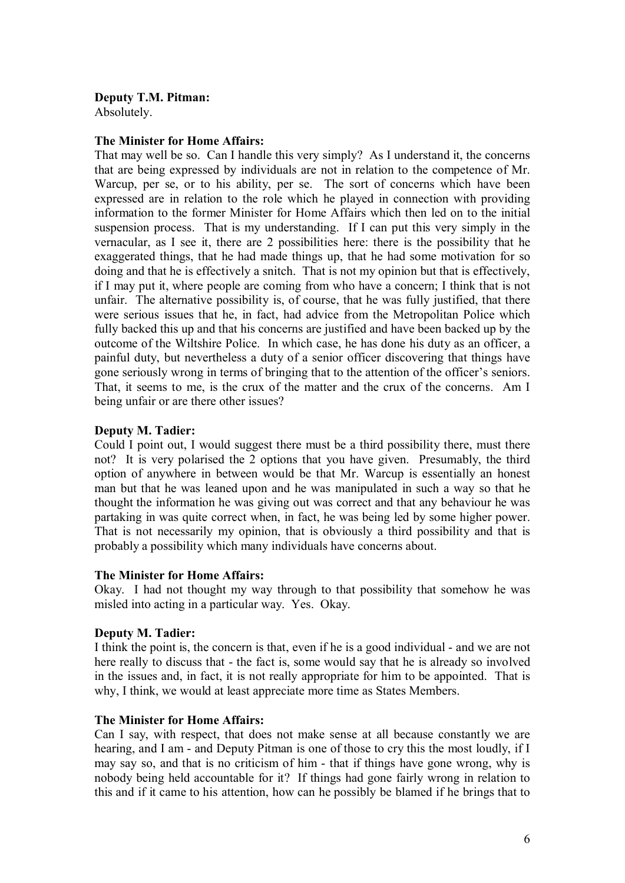**Deputy T.M. Pitman:**
Absolutely.

**The Minister for Home Affairs:**
That may well be so. Can I handle this very simply? As I understand it, the concerns that are being expressed by individuals are not in relation to the competence of Mr. Warcup, per se, or to his ability, per se. The sort of concerns which have been expressed are in relation to the role which he played in connection with providing information to the former Minister for Home Affairs which then led on to the initial suspension process. That is my understanding. If I can put this very simply in the vernacular, as I see it, there are 2 possibilities here: there is the possibility that he exaggerated things, that he had made things up, that he had some motivation for so doing and that he is effectively a snitch. That is not my opinion but that is effectively, if I may put it, where people are coming from who have a concern; I think that is not unfair. The alternative possibility is, of course, that he was fully justified, that there were serious issues that he, in fact, had advice from the Metropolitan Police which fully backed this up and that his concerns are justified and have been backed up by the outcome of the Wiltshire Police. In which case, he has done his duty as an officer, a painful duty, but nevertheless a duty of a senior officer discovering that things have gone seriously wrong in terms of bringing that to the attention of the officer's seniors. That, it seems to me, is the crux of the matter and the crux of the concerns. Am I being unfair or are there other issues?

**Deputy M. Tadier:**
Could I point out, I would suggest there must be a third possibility there, must there not? It is very polarised the 2 options that you have given. Presumably, the third option of anywhere in between would be that Mr. Warcup is essentially an honest man but that he was leaned upon and he was manipulated in such a way so that he thought the information he was giving out was correct and that any behaviour he was partaking in was quite correct when, in fact, he was being led by some higher power. That is not necessarily my opinion, that is obviously a third possibility and that is probably a possibility which many individuals have concerns about.

**The Minister for Home Affairs:**
Okay. I had not thought my way through to that possibility that somehow he was misled into acting in a particular way. Yes. Okay.

**Deputy M. Tadier:**
I think the point is, the concern is that, even if he is a good individual - and we are not here really to discuss that - the fact is, some would say that he is already so involved in the issues and, in fact, it is not really appropriate for him to be appointed. That is why, I think, we would at least appreciate more time as States Members.

**The Minister for Home Affairs:**
Can I say, with respect, that does not make sense at all because constantly we are hearing, and I am - and Deputy Pitman is one of those to cry this the most loudly, if I may say so, and that is no criticism of him - that if things have gone wrong, why is nobody being held accountable for it? If things had gone fairly wrong in relation to this and if it came to his attention, how can he possibly be blamed if he brings that to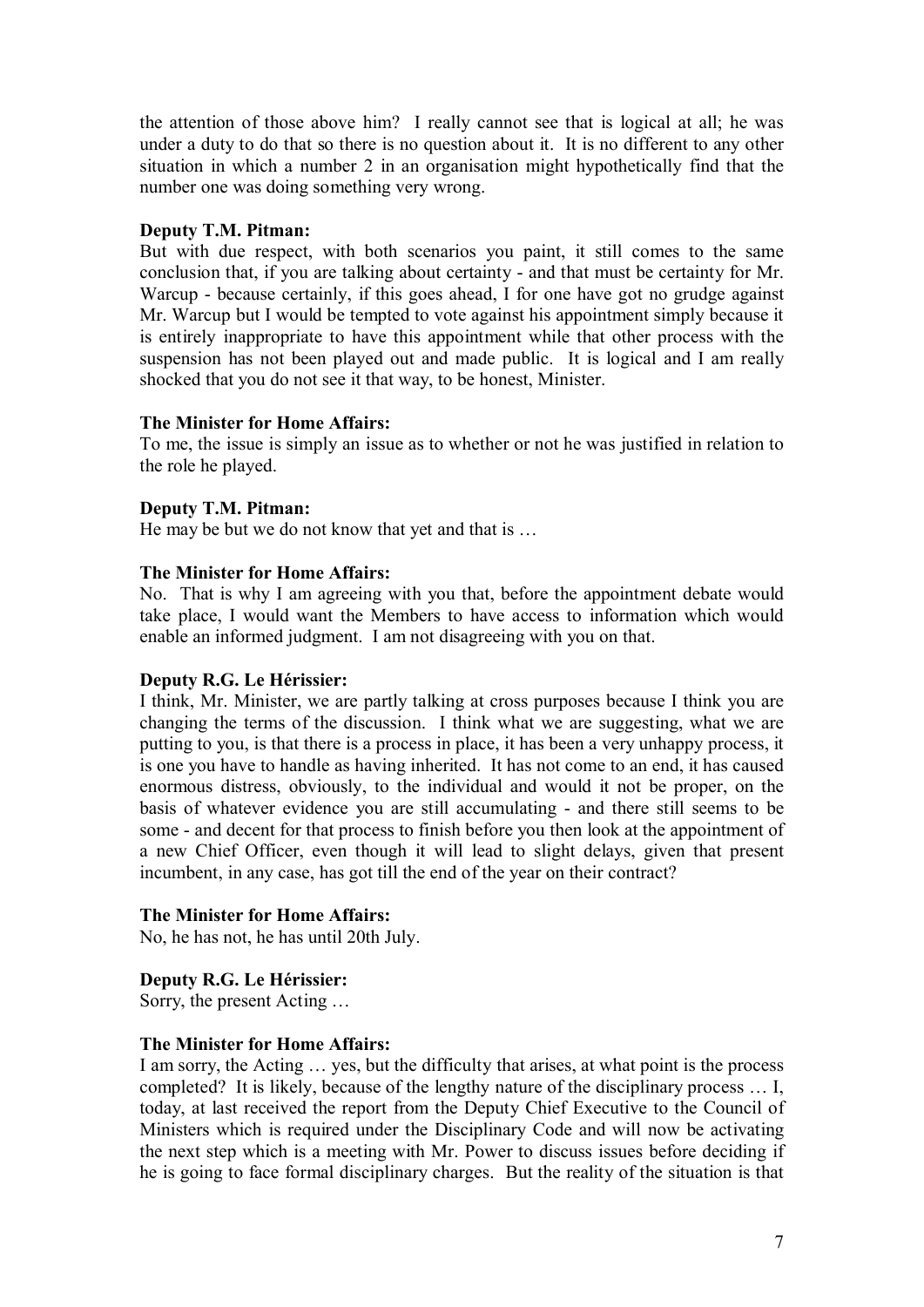the attention of those above him? I really cannot see that is logical at all; he was under a duty to do that so there is no question about it. It is no different to any other situation in which a number 2 in an organisation might hypothetically find that the number one was doing something very wrong.

**Deputy T.M. Pitman:**

But with due respect, with both scenarios you paint, it still comes to the same conclusion that, if you are talking about certainty - and that must be certainty for Mr. Warcup - because certainly, if this goes ahead, I for one have got no grudge against Mr. Warcup but I would be tempted to vote against his appointment simply because it is entirely inappropriate to have this appointment while that other process with the suspension has not been played out and made public. It is logical and I am really shocked that you do not see it that way, to be honest, Minister.

**The Minister for Home Affairs:**

To me, the issue is simply an issue as to whether or not he was justified in relation to the role he played.

**Deputy T.M. Pitman:**

He may be but we do not know that yet and that is …

**The Minister for Home Affairs:**

No. That is why I am agreeing with you that, before the appointment debate would take place, I would want the Members to have access to information which would enable an informed judgment. I am not disagreeing with you on that.

**Deputy R.G. Le Hérissier:**

I think, Mr. Minister, we are partly talking at cross purposes because I think you are changing the terms of the discussion. I think what we are suggesting, what we are putting to you, is that there is a process in place, it has been a very unhappy process, it is one you have to handle as having inherited. It has not come to an end, it has caused enormous distress, obviously, to the individual and would it not be proper, on the basis of whatever evidence you are still accumulating - and there still seems to be some - and decent for that process to finish before you then look at the appointment of a new Chief Officer, even though it will lead to slight delays, given that present incumbent, in any case, has got till the end of the year on their contract?

**The Minister for Home Affairs:**

No, he has not, he has until 20th July.

**Deputy R.G. Le Hérissier:**

Sorry, the present Acting …

**The Minister for Home Affairs:**

I am sorry, the Acting … yes, but the difficulty that arises, at what point is the process completed? It is likely, because of the lengthy nature of the disciplinary process … I, today, at last received the report from the Deputy Chief Executive to the Council of Ministers which is required under the Disciplinary Code and will now be activating the next step which is a meeting with Mr. Power to discuss issues before deciding if he is going to face formal disciplinary charges. But the reality of the situation is that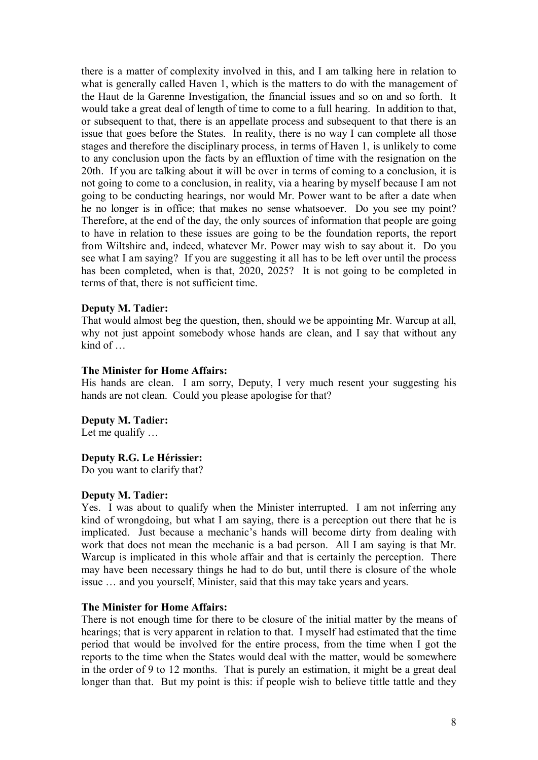there is a matter of complexity involved in this, and I am talking here in relation to what is generally called Haven 1, which is the matters to do with the management of the Haut de la Garenne Investigation, the financial issues and so on and so forth. It would take a great deal of length of time to come to a full hearing. In addition to that, or subsequent to that, there is an appellate process and subsequent to that there is an issue that goes before the States. In reality, there is no way I can complete all those stages and therefore the disciplinary process, in terms of Haven 1, is unlikely to come to any conclusion upon the facts by an effluxion of time with the resignation on the 20th. If you are talking about it will be over in terms of coming to a conclusion, it is not going to come to a conclusion, in reality, via a hearing by myself because I am not going to be conducting hearings, nor would Mr. Power want to be after a date when he no longer is in office; that makes no sense whatsoever. Do you see my point? Therefore, at the end of the day, the only sources of information that people are going to have in relation to these issues are going to be the foundation reports, the report from Wiltshire and, indeed, whatever Mr. Power may wish to say about it. Do you see what I am saying? If you are suggesting it all has to be left over until the process has been completed, when is that, 2020, 2025? It is not going to be completed in terms of that, there is not sufficient time.

**Deputy M. Tadier:**
That would almost beg the question, then, should we be appointing Mr. Warcup at all, why not just appoint somebody whose hands are clean, and I say that without any kind of …

**The Minister for Home Affairs:**
His hands are clean. I am sorry, Deputy, I very much resent your suggesting his hands are not clean. Could you please apologise for that?

**Deputy M. Tadier:**
Let me qualify …

**Deputy R.G. Le Hérissier:**
Do you want to clarify that?

**Deputy M. Tadier:**
Yes. I was about to qualify when the Minister interrupted. I am not inferring any kind of wrongdoing, but what I am saying, there is a perception out there that he is implicated. Just because a mechanic's hands will become dirty from dealing with work that does not mean the mechanic is a bad person. All I am saying is that Mr. Warcup is implicated in this whole affair and that is certainly the perception. There may have been necessary things he had to do but, until there is closure of the whole issue … and you yourself, Minister, said that this may take years and years.

**The Minister for Home Affairs:**
There is not enough time for there to be closure of the initial matter by the means of hearings; that is very apparent in relation to that. I myself had estimated that the time period that would be involved for the entire process, from the time when I got the reports to the time when the States would deal with the matter, would be somewhere in the order of 9 to 12 months. That is purely an estimation, it might be a great deal longer than that. But my point is this: if people wish to believe tittle tattle and they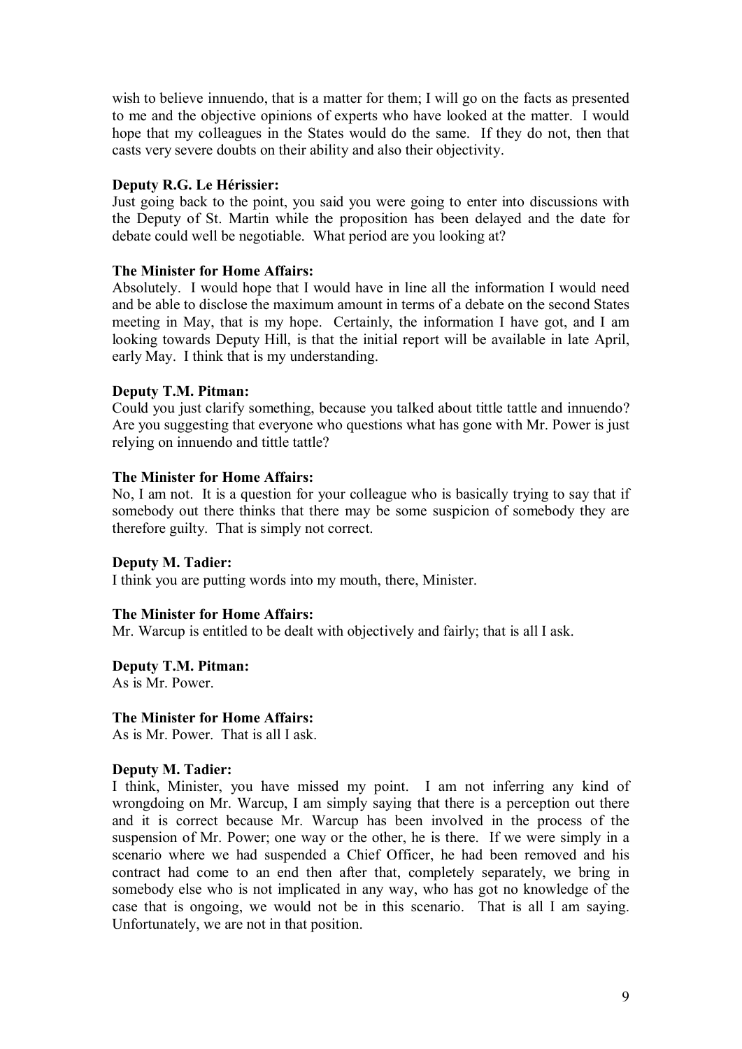wish to believe innuendo, that is a matter for them; I will go on the facts as presented to me and the objective opinions of experts who have looked at the matter. I would hope that my colleagues in the States would do the same. If they do not, then that casts very severe doubts on their ability and also their objectivity.

**Deputy R.G. Le Hérissier:**
Just going back to the point, you said you were going to enter into discussions with the Deputy of St. Martin while the proposition has been delayed and the date for debate could well be negotiable. What period are you looking at?

**The Minister for Home Affairs:**
Absolutely. I would hope that I would have in line all the information I would need and be able to disclose the maximum amount in terms of a debate on the second States meeting in May, that is my hope. Certainly, the information I have got, and I am looking towards Deputy Hill, is that the initial report will be available in late April, early May. I think that is my understanding.

**Deputy T.M. Pitman:**
Could you just clarify something, because you talked about tittle tattle and innuendo? Are you suggesting that everyone who questions what has gone with Mr. Power is just relying on innuendo and tittle tattle?

**The Minister for Home Affairs:**
No, I am not. It is a question for your colleague who is basically trying to say that if somebody out there thinks that there may be some suspicion of somebody they are therefore guilty. That is simply not correct.

**Deputy M. Tadier:**
I think you are putting words into my mouth, there, Minister.

**The Minister for Home Affairs:**
Mr. Warcup is entitled to be dealt with objectively and fairly; that is all I ask.

**Deputy T.M. Pitman:**
As is Mr. Power.

**The Minister for Home Affairs:**
As is Mr. Power. That is all I ask.

**Deputy M. Tadier:**
I think, Minister, you have missed my point. I am not inferring any kind of wrongdoing on Mr. Warcup, I am simply saying that there is a perception out there and it is correct because Mr. Warcup has been involved in the process of the suspension of Mr. Power; one way or the other, he is there. If we were simply in a scenario where we had suspended a Chief Officer, he had been removed and his contract had come to an end then after that, completely separately, we bring in somebody else who is not implicated in any way, who has got no knowledge of the case that is ongoing, we would not be in this scenario. That is all I am saying. Unfortunately, we are not in that position.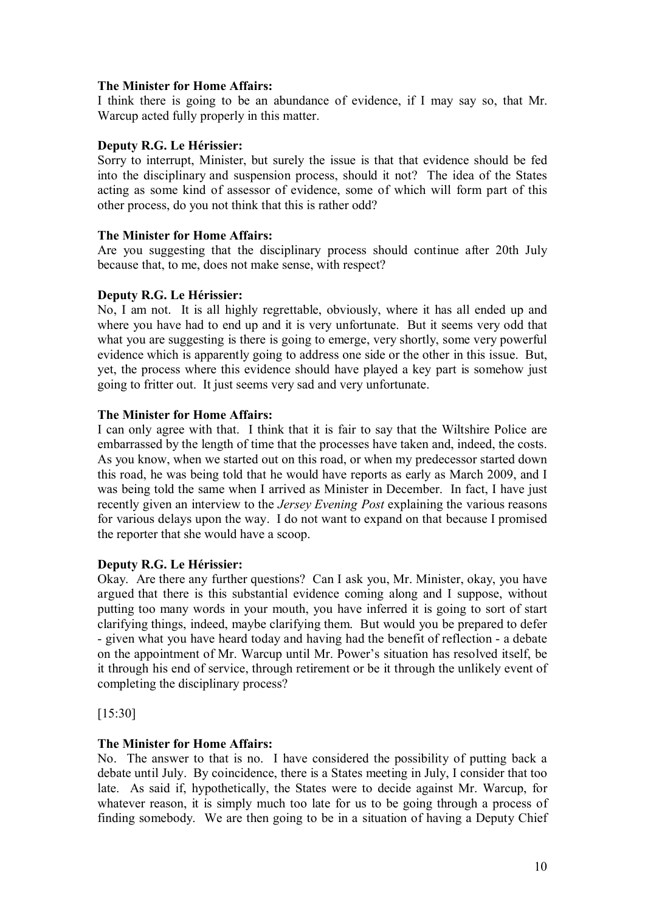**The Minister for Home Affairs:**
I think there is going to be an abundance of evidence, if I may say so, that Mr. Warcup acted fully properly in this matter.

**Deputy R.G. Le Hérissier:**
Sorry to interrupt, Minister, but surely the issue is that that evidence should be fed into the disciplinary and suspension process, should it not? The idea of the States acting as some kind of assessor of evidence, some of which will form part of this other process, do you not think that this is rather odd?

**The Minister for Home Affairs:**
Are you suggesting that the disciplinary process should continue after 20th July because that, to me, does not make sense, with respect?

**Deputy R.G. Le Hérissier:**
No, I am not. It is all highly regrettable, obviously, where it has all ended up and where you have had to end up and it is very unfortunate. But it seems very odd that what you are suggesting is there is going to emerge, very shortly, some very powerful evidence which is apparently going to address one side or the other in this issue. But, yet, the process where this evidence should have played a key part is somehow just going to fritter out. It just seems very sad and very unfortunate.

**The Minister for Home Affairs:**
I can only agree with that. I think that it is fair to say that the Wiltshire Police are embarrassed by the length of time that the processes have taken and, indeed, the costs. As you know, when we started out on this road, or when my predecessor started down this road, he was being told that he would have reports as early as March 2009, and I was being told the same when I arrived as Minister in December. In fact, I have just recently given an interview to the *Jersey Evening Post* explaining the various reasons for various delays upon the way. I do not want to expand on that because I promised the reporter that she would have a scoop.

**Deputy R.G. Le Hérissier:**
Okay. Are there any further questions? Can I ask you, Mr. Minister, okay, you have argued that there is this substantial evidence coming along and I suppose, without putting too many words in your mouth, you have inferred it is going to sort of start clarifying things, indeed, maybe clarifying them. But would you be prepared to defer - given what you have heard today and having had the benefit of reflection - a debate on the appointment of Mr. Warcup until Mr. Power's situation has resolved itself, be it through his end of service, through retirement or be it through the unlikely event of completing the disciplinary process?

[15:30]

**The Minister for Home Affairs:**
No. The answer to that is no. I have considered the possibility of putting back a debate until July. By coincidence, there is a States meeting in July, I consider that too late. As said if, hypothetically, the States were to decide against Mr. Warcup, for whatever reason, it is simply much too late for us to be going through a process of finding somebody. We are then going to be in a situation of having a Deputy Chief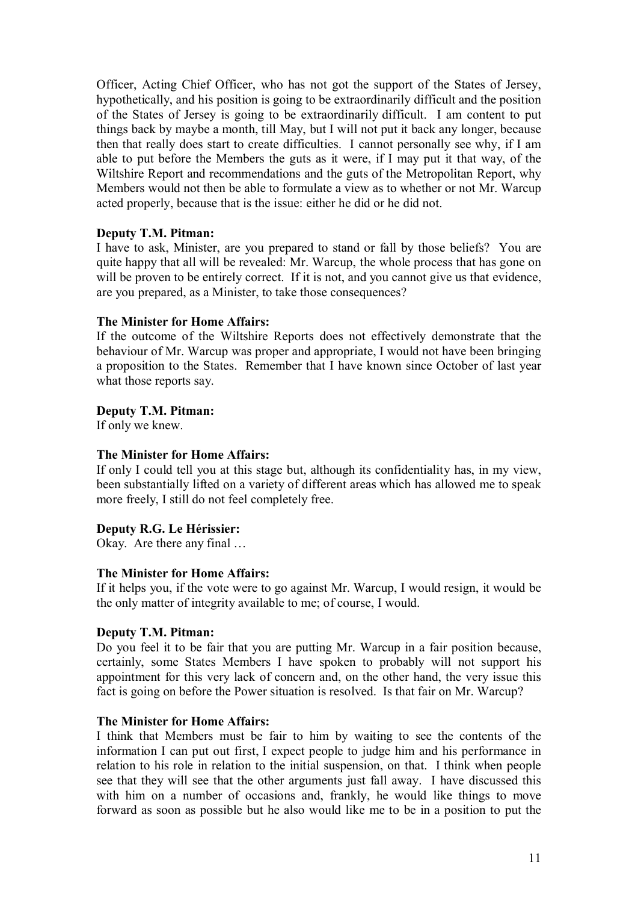Officer, Acting Chief Officer, who has not got the support of the States of Jersey, hypothetically, and his position is going to be extraordinarily difficult and the position of the States of Jersey is going to be extraordinarily difficult. I am content to put things back by maybe a month, till May, but I will not put it back any longer, because then that really does start to create difficulties. I cannot personally see why, if I am able to put before the Members the guts as it were, if I may put it that way, of the Wiltshire Report and recommendations and the guts of the Metropolitan Report, why Members would not then be able to formulate a view as to whether or not Mr. Warcup acted properly, because that is the issue: either he did or he did not.

**Deputy T.M. Pitman:**
I have to ask, Minister, are you prepared to stand or fall by those beliefs? You are quite happy that all will be revealed: Mr. Warcup, the whole process that has gone on will be proven to be entirely correct. If it is not, and you cannot give us that evidence, are you prepared, as a Minister, to take those consequences?

**The Minister for Home Affairs:**
If the outcome of the Wiltshire Reports does not effectively demonstrate that the behaviour of Mr. Warcup was proper and appropriate, I would not have been bringing a proposition to the States. Remember that I have known since October of last year what those reports say.

**Deputy T.M. Pitman:**
If only we knew.

**The Minister for Home Affairs:**
If only I could tell you at this stage but, although its confidentiality has, in my view, been substantially lifted on a variety of different areas which has allowed me to speak more freely, I still do not feel completely free.

**Deputy R.G. Le Hérissier:**
Okay. Are there any final …

**The Minister for Home Affairs:**
If it helps you, if the vote were to go against Mr. Warcup, I would resign, it would be the only matter of integrity available to me; of course, I would.

**Deputy T.M. Pitman:**
Do you feel it to be fair that you are putting Mr. Warcup in a fair position because, certainly, some States Members I have spoken to probably will not support his appointment for this very lack of concern and, on the other hand, the very issue this fact is going on before the Power situation is resolved. Is that fair on Mr. Warcup?

**The Minister for Home Affairs:**
I think that Members must be fair to him by waiting to see the contents of the information I can put out first, I expect people to judge him and his performance in relation to his role in relation to the initial suspension, on that. I think when people see that they will see that the other arguments just fall away. I have discussed this with him on a number of occasions and, frankly, he would like things to move forward as soon as possible but he also would like me to be in a position to put the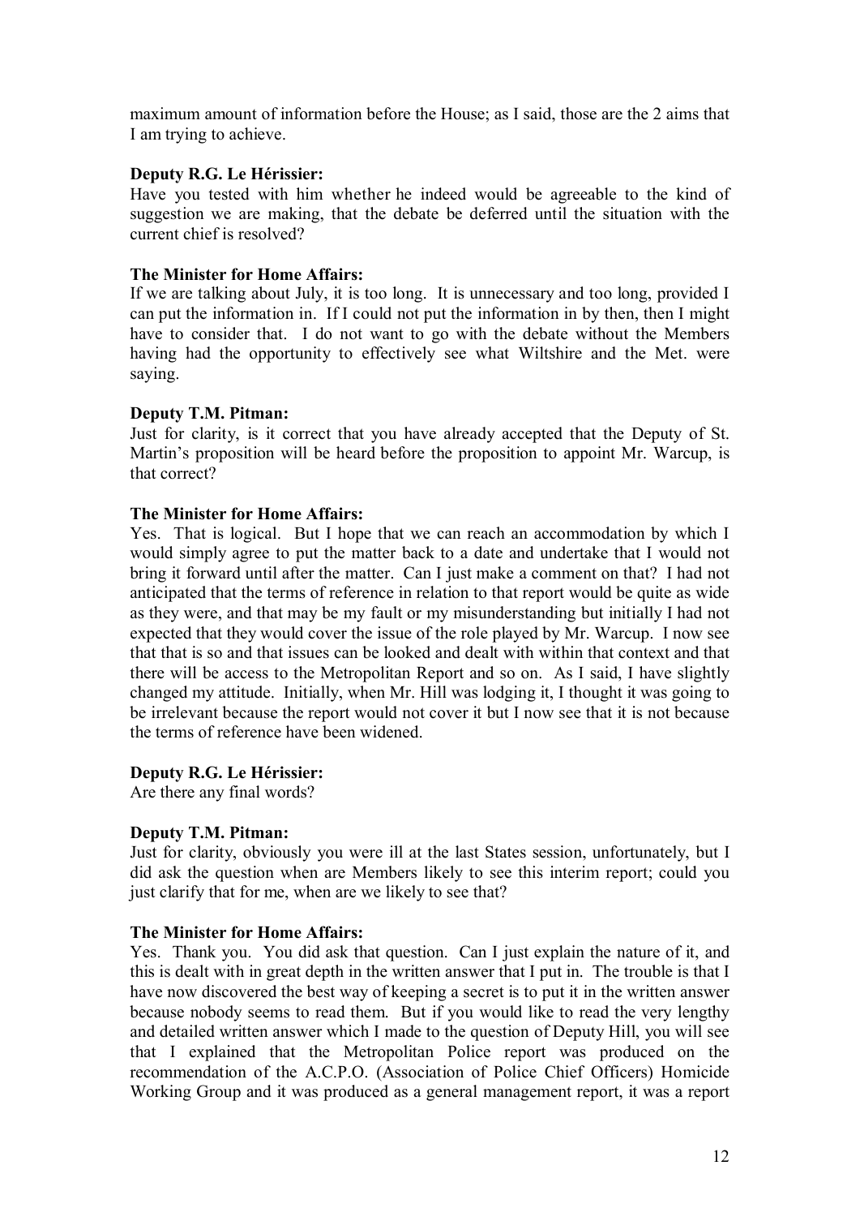maximum amount of information before the House; as I said, those are the 2 aims that I am trying to achieve.

**Deputy R.G. Le Hérissier:**

Have you tested with him whether he indeed would be agreeable to the kind of suggestion we are making, that the debate be deferred until the situation with the current chief is resolved?

**The Minister for Home Affairs:**

If we are talking about July, it is too long. It is unnecessary and too long, provided I can put the information in. If I could not put the information in by then, then I might have to consider that. I do not want to go with the debate without the Members having had the opportunity to effectively see what Wiltshire and the Met. were saying.

**Deputy T.M. Pitman:**

Just for clarity, is it correct that you have already accepted that the Deputy of St. Martin's proposition will be heard before the proposition to appoint Mr. Warcup, is that correct?

**The Minister for Home Affairs:**

Yes. That is logical. But I hope that we can reach an accommodation by which I would simply agree to put the matter back to a date and undertake that I would not bring it forward until after the matter. Can I just make a comment on that? I had not anticipated that the terms of reference in relation to that report would be quite as wide as they were, and that may be my fault or my misunderstanding but initially I had not expected that they would cover the issue of the role played by Mr. Warcup. I now see that that is so and that issues can be looked and dealt with within that context and that there will be access to the Metropolitan Report and so on. As I said, I have slightly changed my attitude. Initially, when Mr. Hill was lodging it, I thought it was going to be irrelevant because the report would not cover it but I now see that it is not because the terms of reference have been widened.

**Deputy R.G. Le Hérissier:**

Are there any final words?

**Deputy T.M. Pitman:**

Just for clarity, obviously you were ill at the last States session, unfortunately, but I did ask the question when are Members likely to see this interim report; could you just clarify that for me, when are we likely to see that?

**The Minister for Home Affairs:**

Yes. Thank you. You did ask that question. Can I just explain the nature of it, and this is dealt with in great depth in the written answer that I put in. The trouble is that I have now discovered the best way of keeping a secret is to put it in the written answer because nobody seems to read them. But if you would like to read the very lengthy and detailed written answer which I made to the question of Deputy Hill, you will see that I explained that the Metropolitan Police report was produced on the recommendation of the A.C.P.O. (Association of Police Chief Officers) Homicide Working Group and it was produced as a general management report, it was a report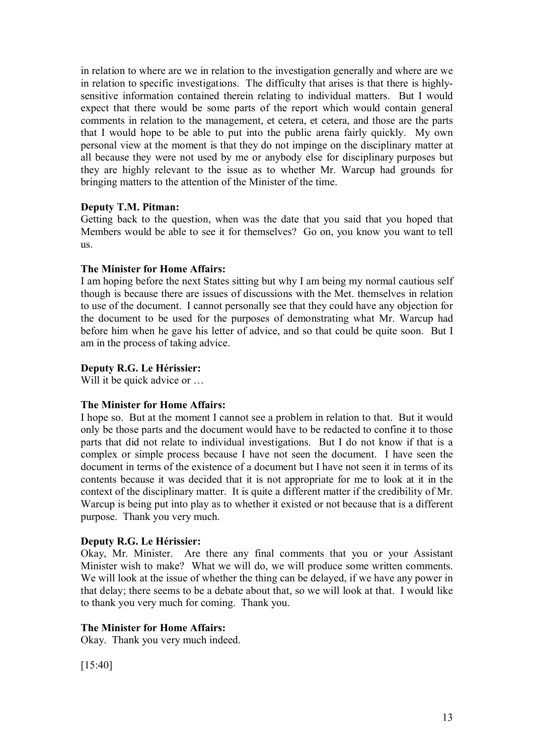in relation to where are we in relation to the investigation generally and where are we in relation to specific investigations. The difficulty that arises is that there is highly-sensitive information contained therein relating to individual matters. But I would expect that there would be some parts of the report which would contain general comments in relation to the management, et cetera, et cetera, and those are the parts that I would hope to be able to put into the public arena fairly quickly. My own personal view at the moment is that they do not impinge on the disciplinary matter at all because they were not used by me or anybody else for disciplinary purposes but they are highly relevant to the issue as to whether Mr. Warcup had grounds for bringing matters to the attention of the Minister of the time.

**Deputy T.M. Pitman:**
Getting back to the question, when was the date that you said that you hoped that Members would be able to see it for themselves? Go on, you know you want to tell us.

**The Minister for Home Affairs:**
I am hoping before the next States sitting but why I am being my normal cautious self though is because there are issues of discussions with the Met. themselves in relation to use of the document. I cannot personally see that they could have any objection for the document to be used for the purposes of demonstrating what Mr. Warcup had before him when he gave his letter of advice, and so that could be quite soon. But I am in the process of taking advice.

**Deputy R.G. Le Hérissier:**
Will it be quick advice or …

**The Minister for Home Affairs:**
I hope so. But at the moment I cannot see a problem in relation to that. But it would only be those parts and the document would have to be redacted to confine it to those parts that did not relate to individual investigations. But I do not know if that is a complex or simple process because I have not seen the document. I have seen the document in terms of the existence of a document but I have not seen it in terms of its contents because it was decided that it is not appropriate for me to look at it in the context of the disciplinary matter. It is quite a different matter if the credibility of Mr. Warcup is being put into play as to whether it existed or not because that is a different purpose. Thank you very much.

**Deputy R.G. Le Hérissier:**
Okay, Mr. Minister. Are there any final comments that you or your Assistant Minister wish to make? What we will do, we will produce some written comments. We will look at the issue of whether the thing can be delayed, if we have any power in that delay; there seems to be a debate about that, so we will look at that. I would like to thank you very much for coming. Thank you.

**The Minister for Home Affairs:**
Okay. Thank you very much indeed.

[15:40]